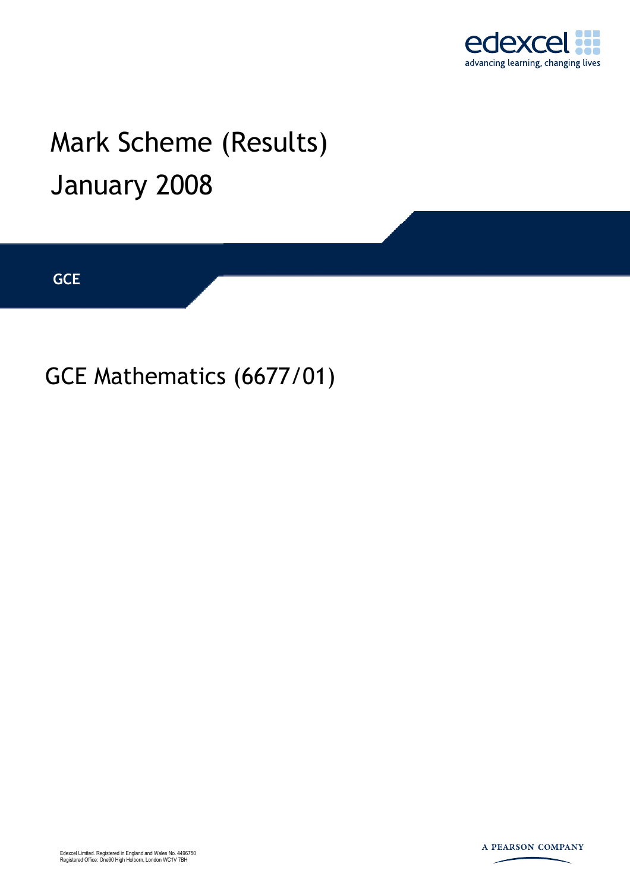edexcel
advancing learning, changing lives

# Mark Scheme (Results)
# January 2008

**GCE**

## GCE Mathematics (6677/01)

Edexcel Limited. Registered in England and Wales No. 4496750
Registered Office: One90 High Holborn, London WC1V 7BH

A PEARSON COMPANY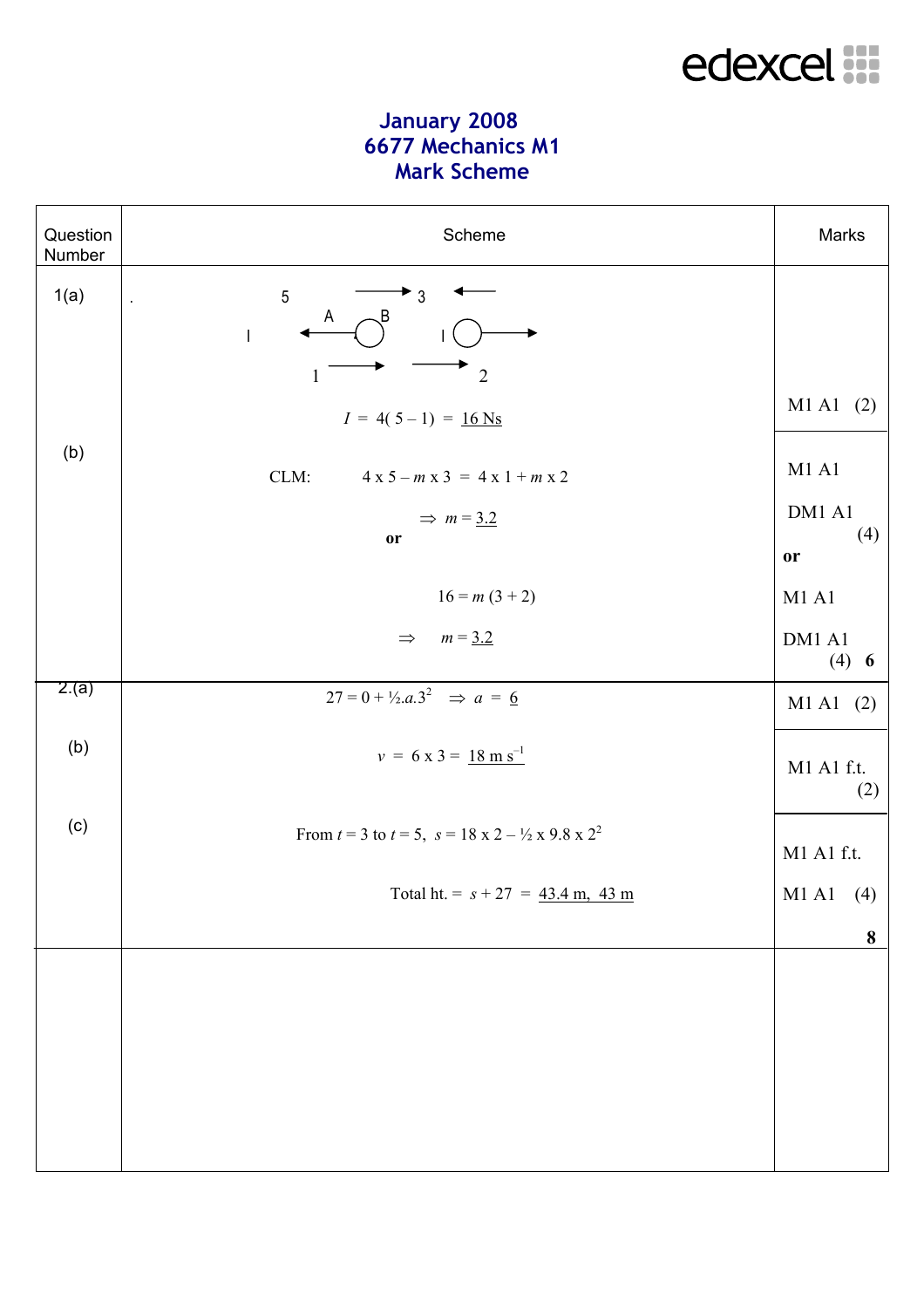edexcel

# January 2008
# 6677 Mechanics M1
# Mark Scheme

| Question Number | Scheme | Marks |
|---|---|---|
| 1(a) | 5 → 3 ←; A, B; I ← ○ I ○ →; 1 → 2 → | |
| | $I = 4(5 - 1) = \underline{16 \text{ Ns}}$ | M1 A1 (2) |
| (b) | CLM: $4 \times 5 - m \times 3 = 4 \times 1 + m \times 2$ | M1 A1 |
| | $\Rightarrow m = \underline{3.2}$ | DM1 A1 (4) |
| | **or** | **or** |
| | $16 = m(3 + 2)$ | M1 A1 |
| | $\Rightarrow m = \underline{3.2}$ | DM1 A1 (4) **6** |
| 2.(a) | $27 = 0 + \frac{1}{2}.a.3^2 \Rightarrow a = \underline{6}$ | M1 A1 (2) |
| (b) | $v = 6 \times 3 = \underline{18 \text{ m s}^{-1}}$ | M1 A1 f.t. (2) |
| (c) | From $t = 3$ to $t = 5$, $s = 18 \times 2 - \frac{1}{2} \times 9.8 \times 2^2$ | M1 A1 f.t. |
| | Total ht. $= s + 27 = \underline{43.4 \text{ m}, \ 43 \text{ m}}$ | M1 A1 (4) |
| | | **8** |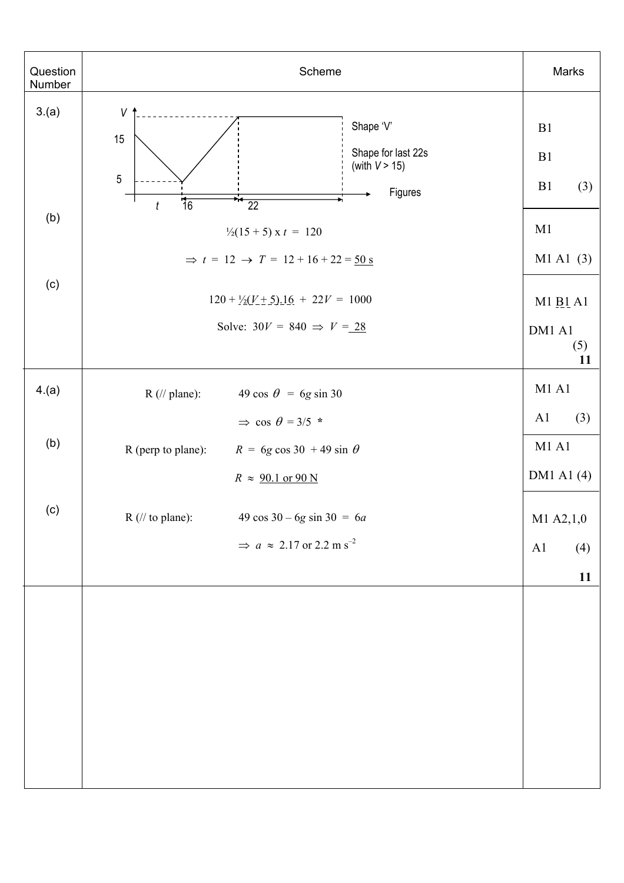| Question Number | Scheme | Marks |
|---|---|---|
| 3.(a) | [Velocity–time graph: axis $V$; values 15, 5; time intervals $t$, 16, 22] Shape 'V' | B1 |
| | Shape for last 22s (with $V > 15$) | B1 |
| | Figures | B1 (3) |
| (b) | $\frac{1}{2}(15 + 5) \times t = 120$ | M1 |
| | $\Rightarrow t = 12 \rightarrow T = 12 + 16 + 22 = \underline{50 \text{ s}}$ | M1 A1 (3) |
| (c) | $120 + \frac{1}{2}(V + 5).16 + 22V = 1000$ | M1 B1 A1 |
| | Solve: $30V = 840 \Rightarrow V = \underline{28}$ | DM1 A1 (5) |
| | | **11** |
| 4.(a) | R (// plane): $49 \cos \theta = 6g \sin 30$ | M1 A1 |
| | $\Rightarrow \cos \theta = 3/5$ * | A1 (3) |
| (b) | R (perp to plane): $R = 6g \cos 30 + 49 \sin \theta$ | M1 A1 |
| | $R \approx \underline{90.1 \text{ or } 90 \text{ N}}$ | DM1 A1 (4) |
| (c) | R (// to plane): $49 \cos 30 - 6g \sin 30 = 6a$ | M1 A2,1,0 |
| | $\Rightarrow a \approx 2.17 \text{ or } 2.2 \text{ m s}^{-2}$ | A1 (4) |
| | | **11** |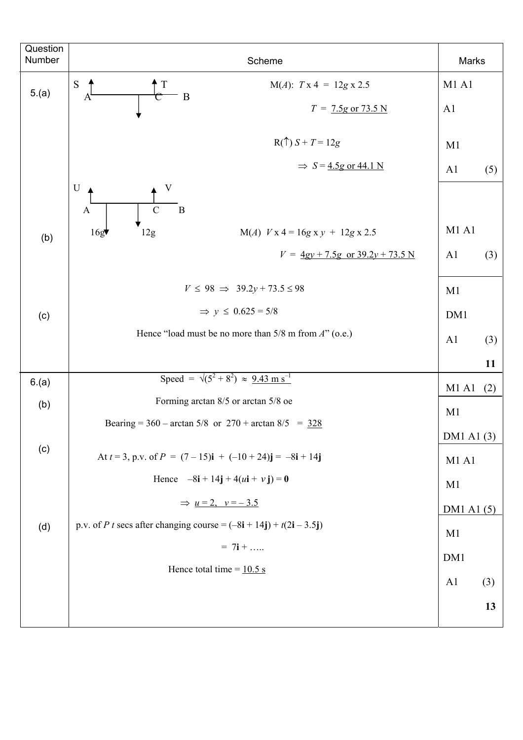| Question Number | Scheme | Marks |
|---|---|---|
| 5.(a) | S, T (diagram: A, C, B) M($A$): $T$ x 4 = 12$g$ x 2.5 | M1 A1 |
| | $T$ = 7.5$g$ or 73.5 N | A1 |
| | R(↑) $S + T = 12g$ | M1 |
| | ⇒ $S$ = 4.5$g$ or 44.1 N | A1 (5) |
| (b) | U, V (diagram: A, C, B; 16g, 12g) M($A$) $V$ x 4 = 16$g$ x $y$ + 12$g$ x 2.5 | M1 A1 |
| | $V$ = 4$gy$ + 7.5$g$ or 39.2$y$ + 73.5 N | A1 (3) |
| (c) | $V \leq 98 \Rightarrow 39.2y + 73.5 \leq 98$ | M1 |
| | $\Rightarrow y \leq 0.625 = 5/8$ | DM1 |
| | Hence "load must be no more than 5/8 m from $A$" (o.e.) | A1 (3) |
| | | **11** |
| 6.(a) | Speed = $\sqrt{(5^2 + 8^2)} \approx$ 9.43 m s$^{-1}$ | M1 A1 (2) |
| (b) | Forming arctan 8/5 or arctan 5/8 oe | M1 |
| | Bearing = 360 – arctan 5/8 or 270 + arctan 8/5 = 328 | DM1 A1 (3) |
| (c) | At $t$ = 3, p.v. of $P$ = (7 – 15)**i** + (–10 + 24)**j** = –8**i** + 14**j** | M1 A1 |
| | Hence –8**i** + 14**j** + 4($u$**i** + $v$ **j**) = **0** | M1 |
| | ⇒ $u$ = 2, $v$ = – 3.5 | DM1 A1 (5) |
| (d) | p.v. of $P$ $t$ secs after changing course = (–8**i** + 14**j**) + $t$(2**i** – 3.5**j**) | M1 |
| | = 7**i** + ….. | DM1 |
| | Hence total time = 10.5 s | A1 (3) |
| | | **13** |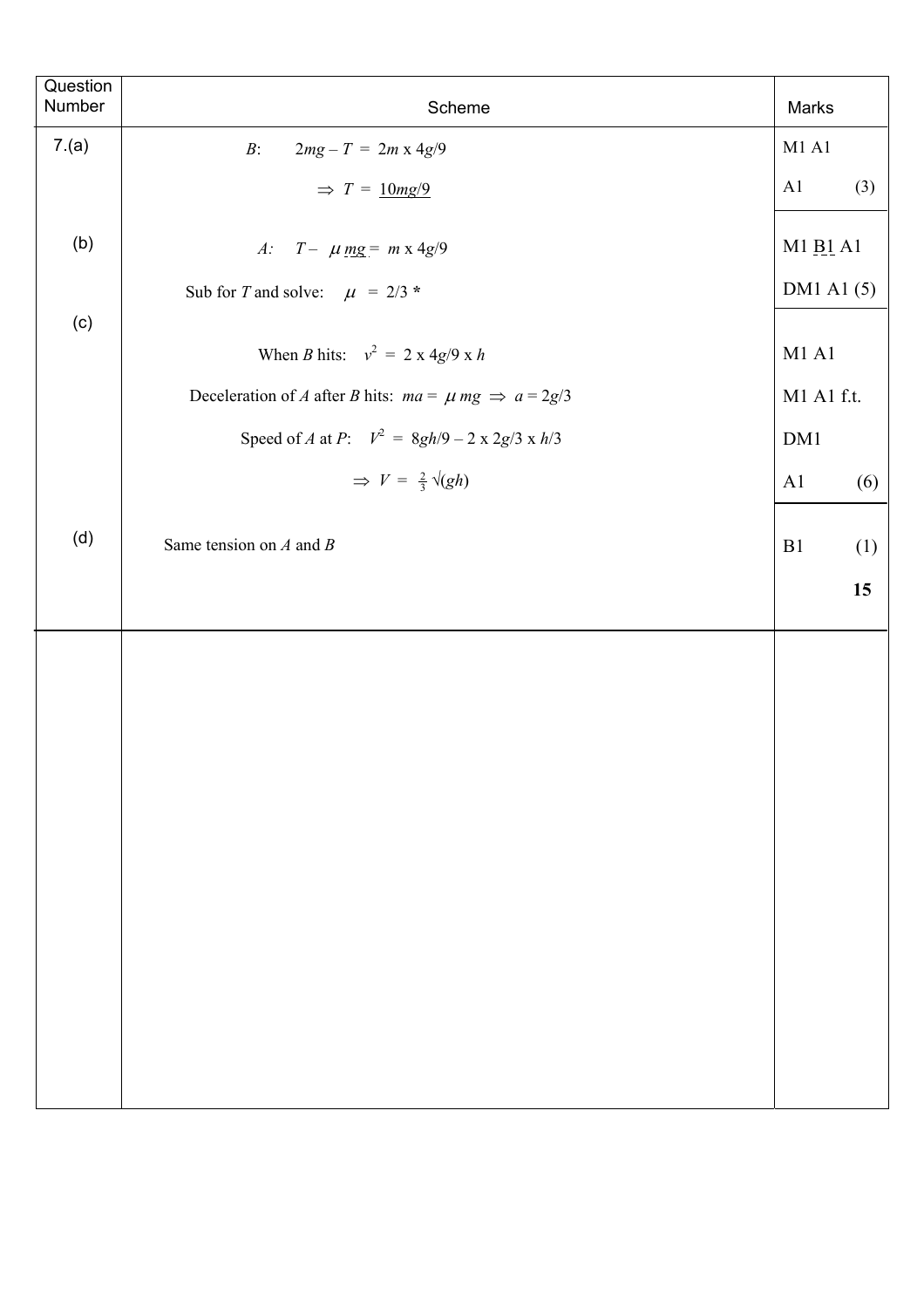| Question Number | Scheme | Marks |
| --- | --- | --- |
| 7.(a) | $B$: $2mg - T = 2m \times 4g/9$ | M1 A1 |
| | $\Rightarrow T = \underline{10mg/9}$ | A1 (3) |
| (b) | $A$: $T - \mu \underline{mg} = m \times 4g/9$ | M1 B1 A1 |
| | Sub for $T$ and solve: $\mu = 2/3$ * | DM1 A1 (5) |
| (c) | When $B$ hits: $v^2 = 2 \times 4g/9 \times h$ | M1 A1 |
| | Deceleration of $A$ after $B$ hits: $ma = \mu mg \Rightarrow a = 2g/3$ | M1 A1 f.t. |
| | Speed of $A$ at $P$: $V^2 = 8gh/9 - 2 \times 2g/3 \times h/3$ | DM1 |
| | $\Rightarrow V = \frac{2}{3}\sqrt{(gh)}$ | A1 (6) |
| (d) | Same tension on $A$ and $B$ | B1 (1) |
| | | **15** |